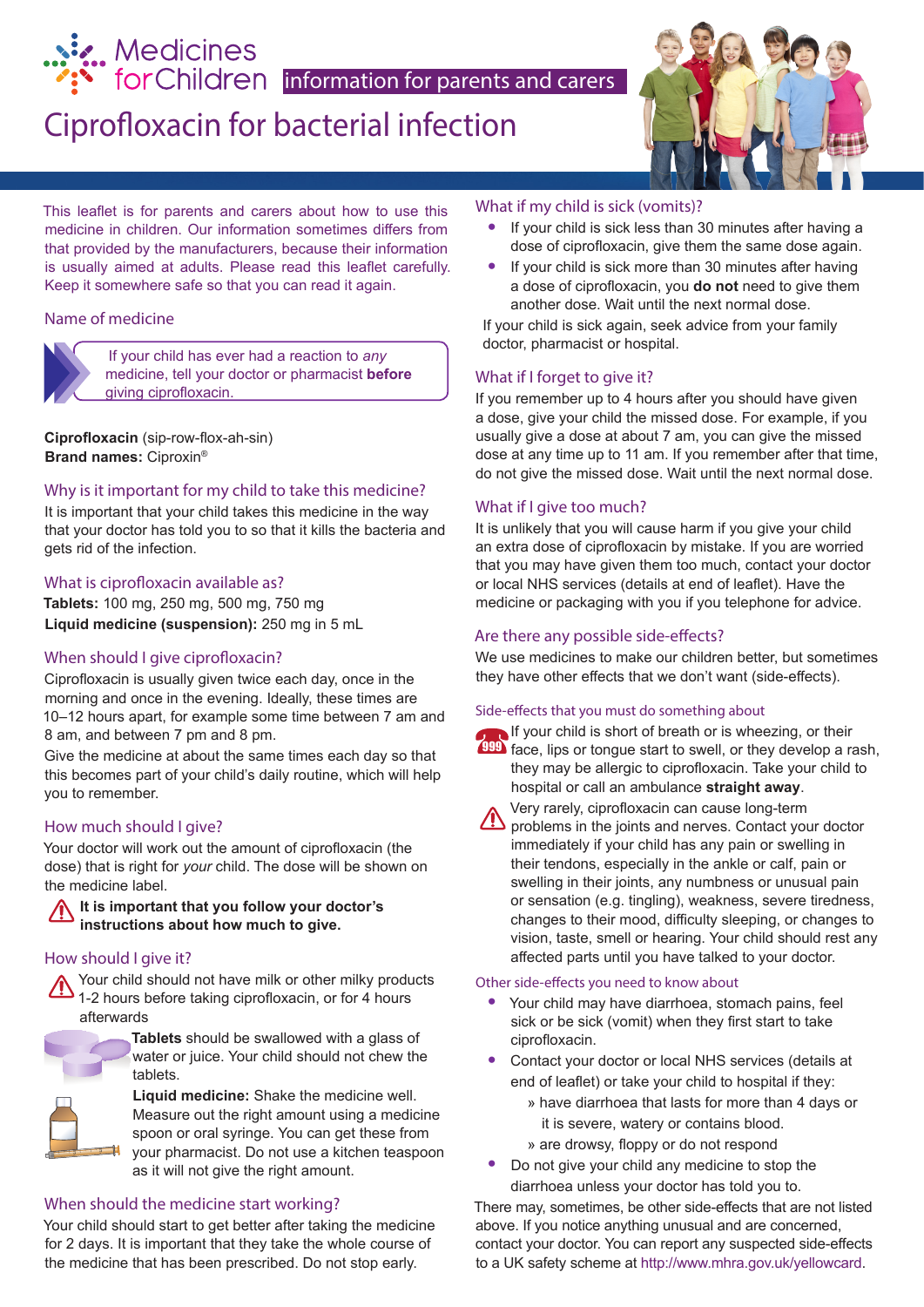Medicines for Children **information for parents and carers**

# Ciprofloxacin for bacterial infection

This leaflet is for parents and carers about how to use this medicine in children. Our information sometimes differs from that provided by the manufacturers, because their information is usually aimed at adults. Please read this leaflet carefully. Keep it somewhere safe so that you can read it again.

## Name of medicine

If your child has ever had a reaction to *any* medicine, tell your doctor or pharmacist **before** giving ciprofloxacin.

**Ciprofloxacin** (sip-row-flox-ah-sin)
**Brand names:** Ciproxin®

## Why is it important for my child to take this medicine?

It is important that your child takes this medicine in the way that your doctor has told you to so that it kills the bacteria and gets rid of the infection.

## What is ciprofloxacin available as?

**Tablets:** 100 mg, 250 mg, 500 mg, 750 mg
**Liquid medicine (suspension):** 250 mg in 5 mL

## When should I give ciprofloxacin?

Ciprofloxacin is usually given twice each day, once in the morning and once in the evening. Ideally, these times are 10–12 hours apart, for example some time between 7 am and 8 am, and between 7 pm and 8 pm.

Give the medicine at about the same times each day so that this becomes part of your child's daily routine, which will help you to remember.

## How much should I give?

Your doctor will work out the amount of ciprofloxacin (the dose) that is right for *your* child. The dose will be shown on the medicine label.

**It is important that you follow your doctor's instructions about how much to give.**

## How should I give it?

Your child should not have milk or other milky products 1-2 hours before taking ciprofloxacin, or for 4 hours afterwards

**Tablets** should be swallowed with a glass of water or juice. Your child should not chew the tablets.

**Liquid medicine:** Shake the medicine well. Measure out the right amount using a medicine spoon or oral syringe. You can get these from your pharmacist. Do not use a kitchen teaspoon as it will not give the right amount.

## When should the medicine start working?

Your child should start to get better after taking the medicine for 2 days. It is important that they take the whole course of the medicine that has been prescribed. Do not stop early.

## What if my child is sick (vomits)?

- If your child is sick less than 30 minutes after having a dose of ciprofloxacin, give them the same dose again.
- If your child is sick more than 30 minutes after having a dose of ciprofloxacin, you **do not** need to give them another dose. Wait until the next normal dose.

If your child is sick again, seek advice from your family doctor, pharmacist or hospital.

## What if I forget to give it?

If you remember up to 4 hours after you should have given a dose, give your child the missed dose. For example, if you usually give a dose at about 7 am, you can give the missed dose at any time up to 11 am. If you remember after that time, do not give the missed dose. Wait until the next normal dose.

## What if I give too much?

It is unlikely that you will cause harm if you give your child an extra dose of ciprofloxacin by mistake. If you are worried that you may have given them too much, contact your doctor or local NHS services (details at end of leaflet). Have the medicine or packaging with you if you telephone for advice.

## Are there any possible side-effects?

We use medicines to make our children better, but sometimes they have other effects that we don't want (side-effects).

### Side-effects that you must do something about

If your child is short of breath or is wheezing, or their face, lips or tongue start to swell, or they develop a rash, they may be allergic to ciprofloxacin. Take your child to hospital or call an ambulance **straight away**.

Very rarely, ciprofloxacin can cause long-term problems in the joints and nerves. Contact your doctor immediately if your child has any pain or swelling in their tendons, especially in the ankle or calf, pain or swelling in their joints, any numbness or unusual pain or sensation (e.g. tingling), weakness, severe tiredness, changes to their mood, difficulty sleeping, or changes to vision, taste, smell or hearing. Your child should rest any affected parts until you have talked to your doctor.

### Other side-effects you need to know about

- Your child may have diarrhoea, stomach pains, feel sick or be sick (vomit) when they first start to take ciprofloxacin.
- Contact your doctor or local NHS services (details at end of leaflet) or take your child to hospital if they:
  - have diarrhoea that lasts for more than 4 days or it is severe, watery or contains blood.
  - are drowsy, floppy or do not respond
- Do not give your child any medicine to stop the diarrhoea unless your doctor has told you to.

There may, sometimes, be other side-effects that are not listed above. If you notice anything unusual and are concerned, contact your doctor. You can report any suspected side-effects to a UK safety scheme at http://www.mhra.gov.uk/yellowcard.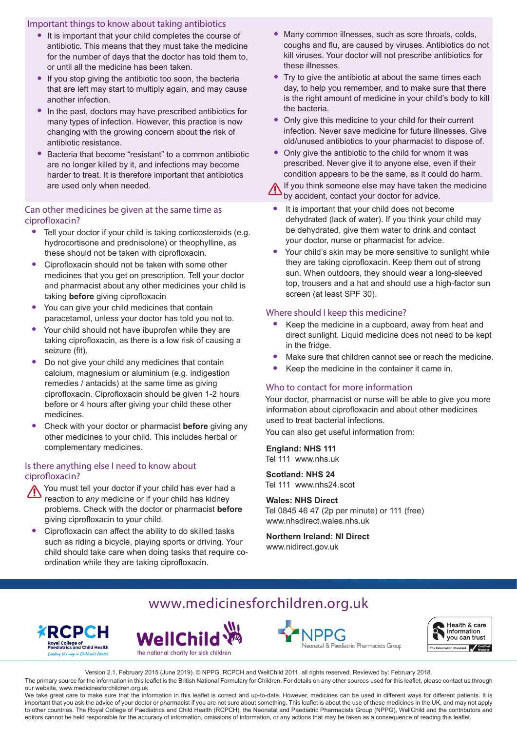## Important things to know about taking antibiotics

- It is important that your child completes the course of antibiotic. This means that they must take the medicine for the number of days that the doctor has told them to, or until all the medicine has been taken.
- If you stop giving the antibiotic too soon, the bacteria that are left may start to multiply again, and may cause another infection.
- In the past, doctors may have prescribed antibiotics for many types of infection. However, this practice is now changing with the growing concern about the risk of antibiotic resistance.
- Bacteria that become "resistant" to a common antibiotic are no longer killed by it, and infections may become harder to treat. It is therefore important that antibiotics are used only when needed.
- Many common illnesses, such as sore throats, colds, coughs and flu, are caused by viruses. Antibiotics do not kill viruses. Your doctor will not prescribe antibiotics for these illnesses.
- Try to give the antibiotic at about the same times each day, to help you remember, and to make sure that there is the right amount of medicine in your child's body to kill the bacteria.
- Only give this medicine to your child for their current infection. Never save medicine for future illnesses. Give old/unused antibiotics to your pharmacist to dispose of.
- Only give the antibiotic to the child for whom it was prescribed. Never give it to anyone else, even if their condition appears to be the same, as it could do harm.

⚠ If you think someone else may have taken the medicine by accident, contact your doctor for advice.

## Can other medicines be given at the same time as ciprofloxacin?

- Tell your doctor if your child is taking corticosteroids (e.g. hydrocortisone and prednisolone) or theophylline, as these should not be taken with ciprofloxacin.
- Ciprofloxacin should not be taken with some other medicines that you get on prescription. Tell your doctor and pharmacist about any other medicines your child is taking **before** giving ciprofloxacin
- You can give your child medicines that contain paracetamol, unless your doctor has told you not to.
- Your child should not have ibuprofen while they are taking ciprofloxacin, as there is a low risk of causing a seizure (fit).
- Do not give your child any medicines that contain calcium, magnesium or aluminium (e.g. indigestion remedies / antacids) at the same time as giving ciprofloxacin. Ciprofloxacin should be given 1-2 hours before or 4 hours after giving your child these other medicines.
- Check with your doctor or pharmacist **before** giving any other medicines to your child. This includes herbal or complementary medicines.

## Is there anything else I need to know about ciprofloxacin?

⚠ You must tell your doctor if your child has ever had a reaction to *any* medicine or if your child has kidney problems. Check with the doctor or pharmacist **before** giving ciprofloxacin to your child.

- Ciprofloxacin can affect the ability to do skilled tasks such as riding a bicycle, playing sports or driving. Your child should take care when doing tasks that require co-ordination while they are taking ciprofloxacin.
- It is important that your child does not become dehydrated (lack of water). If you think your child may be dehydrated, give them water to drink and contact your doctor, nurse or pharmacist for advice.
- Your child's skin may be more sensitive to sunlight while they are taking ciprofloxacin. Keep them out of strong sun. When outdoors, they should wear a long-sleeved top, trousers and a hat and should use a high-factor sun screen (at least SPF 30).

## Where should I keep this medicine?

- Keep the medicine in a cupboard, away from heat and direct sunlight. Liquid medicine does not need to be kept in the fridge.
- Make sure that children cannot see or reach the medicine.
- Keep the medicine in the container it came in.

## Who to contact for more information

Your doctor, pharmacist or nurse will be able to give you more information about ciprofloxacin and about other medicines used to treat bacterial infections.

You can also get useful information from:

**England: NHS 111**
Tel 111 www.nhs.uk

**Scotland: NHS 24**
Tel 111 www.nhs24.scot

**Wales: NHS Direct**
Tel 0845 46 47 (2p per minute) or 111 (free)
www.nhsdirect.wales.nhs.uk

**Northern Ireland: NI Direct**
www.nidirect.gov.uk

www.medicinesforchildren.org.uk

RCPCH Royal College of Paediatrics and Child Health — Leading the way in Children's Health

WellChild — the national charity for sick children

NPPG — Neonatal & Paediatric Pharmacists Group

Health & care information you can trust — The Information Standard — Certified Member

Version 2.1, February 2015 (June 2019). © NPPG, RCPCH and WellChild 2011, all rights reserved. Reviewed by: February 2018.

The primary source for the information in this leaflet is the British National Formulary for Children. For details on any other sources used for this leaflet, please contact us through our website, www.medicinesforchildren.org.uk

We take great care to make sure that the information in this leaflet is correct and up-to-date. However, medicines can be used in different ways for different patients. It is important that you ask the advice of your doctor or pharmacist if you are not sure about something. This leaflet is about the use of these medicines in the UK, and may not apply to other countries. The Royal College of Paediatrics and Child Health (RCPCH), the Neonatal and Paediatric Pharmacists Group (NPPG), WellChild and the contributors and editors cannot be held responsible for the accuracy of information, omissions of information, or any actions that may be taken as a consequence of reading this leaflet.